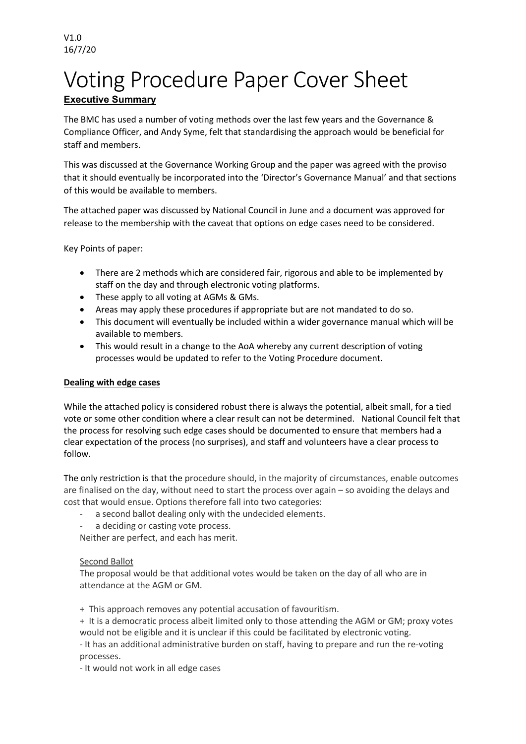V1.0
16/7/20

# Voting Procedure Paper Cover Sheet

**Executive Summary**

The BMC has used a number of voting methods over the last few years and the Governance & Compliance Officer, and Andy Syme, felt that standardising the approach would be beneficial for staff and members.

This was discussed at the Governance Working Group and the paper was agreed with the proviso that it should eventually be incorporated into the 'Director's Governance Manual' and that sections of this would be available to members.

The attached paper was discussed by National Council in June and a document was approved for release to the membership with the caveat that options on edge cases need to be considered.

Key Points of paper:

- There are 2 methods which are considered fair, rigorous and able to be implemented by staff on the day and through electronic voting platforms.
- These apply to all voting at AGMs & GMs.
- Areas may apply these procedures if appropriate but are not mandated to do so.
- This document will eventually be included within a wider governance manual which will be available to members.
- This would result in a change to the AoA whereby any current description of voting processes would be updated to refer to the Voting Procedure document.

**Dealing with edge cases**

While the attached policy is considered robust there is always the potential, albeit small, for a tied vote or some other condition where a clear result can not be determined. National Council felt that the process for resolving such edge cases should be documented to ensure that members had a clear expectation of the process (no surprises), and staff and volunteers have a clear process to follow.

The only restriction is that the procedure should, in the majority of circumstances, enable outcomes are finalised on the day, without need to start the process over again – so avoiding the delays and cost that would ensue. Options therefore fall into two categories:

- a second ballot dealing only with the undecided elements.
- a deciding or casting vote process.

Neither are perfect, and each has merit.

Second Ballot

The proposal would be that additional votes would be taken on the day of all who are in attendance at the AGM or GM.

+ This approach removes any potential accusation of favouritism.
+ It is a democratic process albeit limited only to those attending the AGM or GM; proxy votes would not be eligible and it is unclear if this could be facilitated by electronic voting.
- It has an additional administrative burden on staff, having to prepare and run the re-voting processes.
- It would not work in all edge cases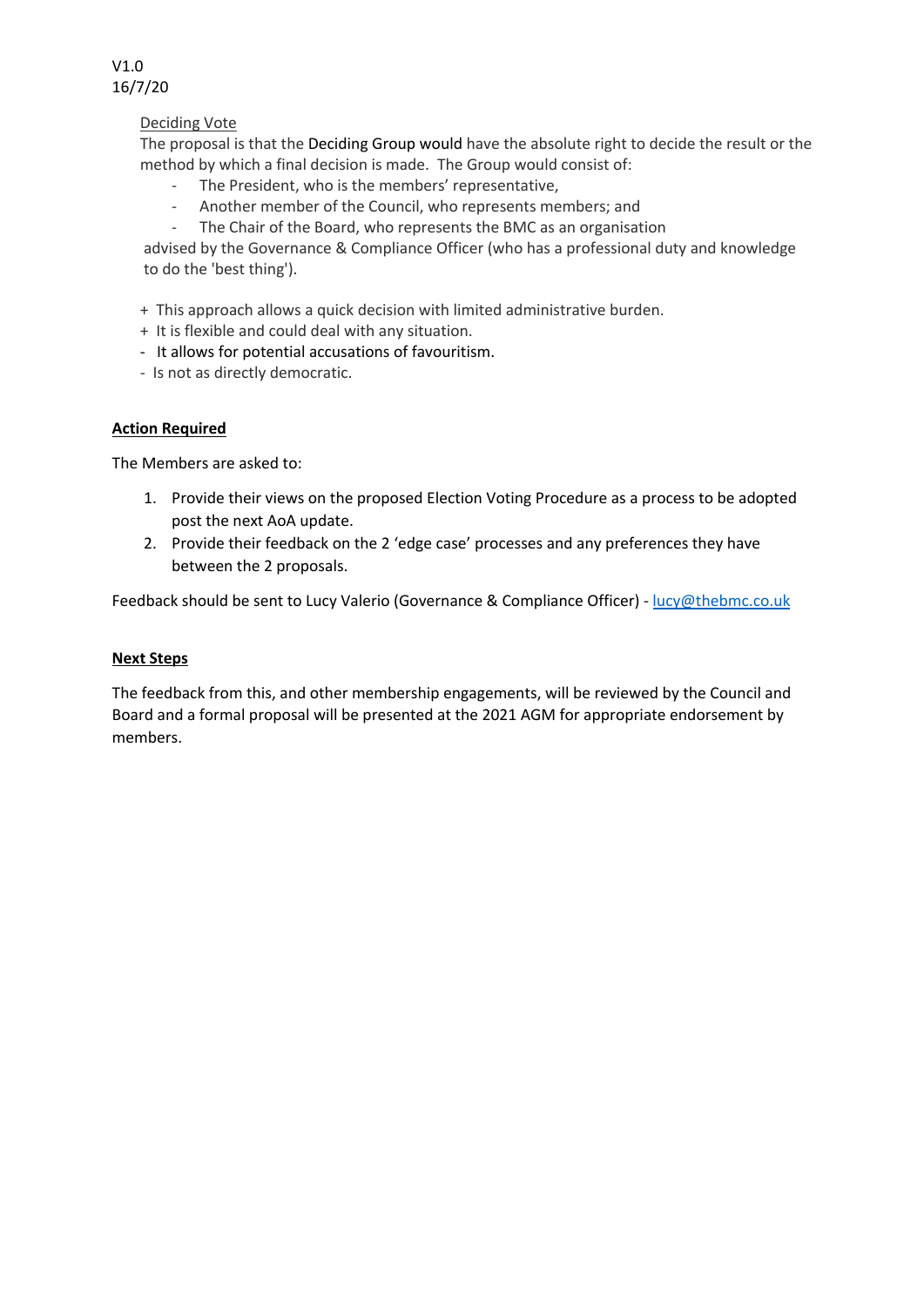Deciding Vote

The proposal is that the Deciding Group would have the absolute right to decide the result or the method by which a final decision is made. The Group would consist of:

- The President, who is the members' representative,
- Another member of the Council, who represents members; and
- The Chair of the Board, who represents the BMC as an organisation

advised by the Governance & Compliance Officer (who has a professional duty and knowledge to do the 'best thing').

+ This approach allows a quick decision with limited administrative burden.
+ It is flexible and could deal with any situation.
- It allows for potential accusations of favouritism.
- Is not as directly democratic.

**Action Required**

The Members are asked to:

1. Provide their views on the proposed Election Voting Procedure as a process to be adopted post the next AoA update.
2. Provide their feedback on the 2 'edge case' processes and any preferences they have between the 2 proposals.

Feedback should be sent to Lucy Valerio (Governance & Compliance Officer) - lucy@thebmc.co.uk

**Next Steps**

The feedback from this, and other membership engagements, will be reviewed by the Council and Board and a formal proposal will be presented at the 2021 AGM for appropriate endorsement by members.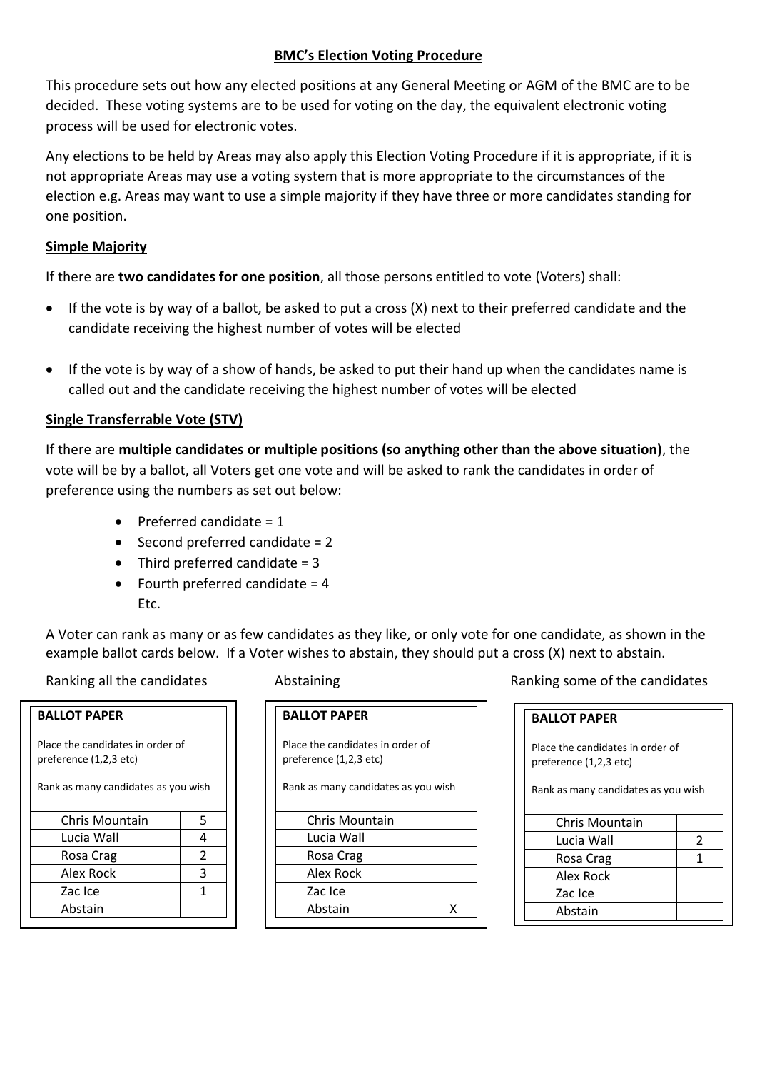**BMC's Election Voting Procedure**

This procedure sets out how any elected positions at any General Meeting or AGM of the BMC are to be decided. These voting systems are to be used for voting on the day, the equivalent electronic voting process will be used for electronic votes.

Any elections to be held by Areas may also apply this Election Voting Procedure if it is appropriate, if it is not appropriate Areas may use a voting system that is more appropriate to the circumstances of the election e.g. Areas may want to use a simple majority if they have three or more candidates standing for one position.

**Simple Majority**

If there are **two candidates for one position**, all those persons entitled to vote (Voters) shall:

- If the vote is by way of a ballot, be asked to put a cross (X) next to their preferred candidate and the candidate receiving the highest number of votes will be elected
- If the vote is by way of a show of hands, be asked to put their hand up when the candidates name is called out and the candidate receiving the highest number of votes will be elected

**Single Transferrable Vote (STV)**

If there are **multiple candidates or multiple positions (so anything other than the above situation)**, the vote will be by a ballot, all Voters get one vote and will be asked to rank the candidates in order of preference using the numbers as set out below:

- Preferred candidate = 1
- Second preferred candidate = 2
- Third preferred candidate = 3
- Fourth preferred candidate = 4

  Etc.

A Voter can rank as many or as few candidates as they like, or only vote for one candidate, as shown in the example ballot cards below. If a Voter wishes to abstain, they should put a cross (X) next to abstain.

Ranking all the candidates

**BALLOT PAPER**

Place the candidates in order of preference (1,2,3 etc)

Rank as many candidates as you wish

| | Candidate | |
|---|---|---|
| | Chris Mountain | 5 |
| | Lucia Wall | 4 |
| | Rosa Crag | 2 |
| | Alex Rock | 3 |
| | Zac Ice | 1 |
| | Abstain | |

Abstaining

**BALLOT PAPER**

Place the candidates in order of preference (1,2,3 etc)

Rank as many candidates as you wish

| | Candidate | |
|---|---|---|
| | Chris Mountain | |
| | Lucia Wall | |
| | Rosa Crag | |
| | Alex Rock | |
| | Zac Ice | |
| | Abstain | X |

Ranking some of the candidates

**BALLOT PAPER**

Place the candidates in order of preference (1,2,3 etc)

Rank as many candidates as you wish

| | Candidate | |
|---|---|---|
| | Chris Mountain | |
| | Lucia Wall | 2 |
| | Rosa Crag | 1 |
| | Alex Rock | |
| | Zac Ice | |
| | Abstain | |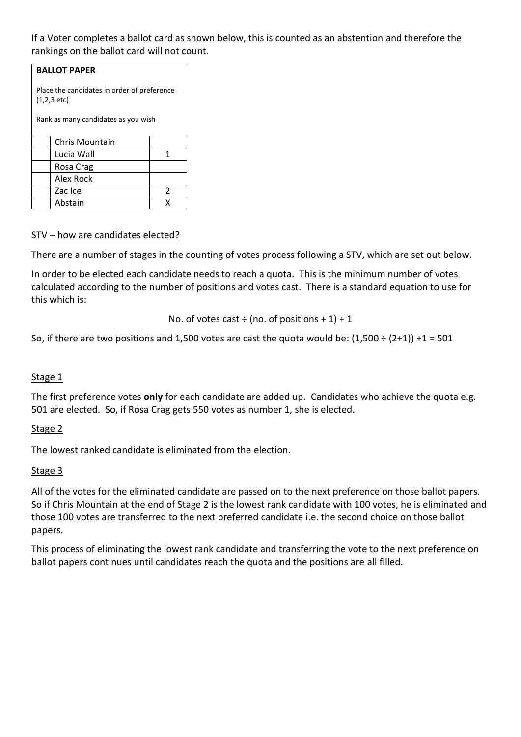If a Voter completes a ballot card as shown below, this is counted as an abstention and therefore the rankings on the ballot card will not count.

| **BALLOT PAPER**<br><br>Place the candidates in order of preference (1,2,3 etc)<br><br>Rank as many candidates as you wish | | |
|---|---|---|
| | Chris Mountain | |
| | Lucia Wall | 1 |
| | Rosa Crag | |
| | Alex Rock | |
| | Zac Ice | 2 |
| | Abstain | X |

STV – how are candidates elected?

There are a number of stages in the counting of votes process following a STV, which are set out below.

In order to be elected each candidate needs to reach a quota. This is the minimum number of votes calculated according to the number of positions and votes cast. There is a standard equation to use for this which is:

$$\text{No. of votes cast} \div (\text{no. of positions} + 1) + 1$$

So, if there are two positions and 1,500 votes are cast the quota would be: $(1{,}500 \div (2+1)) + 1 = 501$

Stage 1

The first preference votes **only** for each candidate are added up. Candidates who achieve the quota e.g. 501 are elected. So, if Rosa Crag gets 550 votes as number 1, she is elected.

Stage 2

The lowest ranked candidate is eliminated from the election.

Stage 3

All of the votes for the eliminated candidate are passed on to the next preference on those ballot papers. So if Chris Mountain at the end of Stage 2 is the lowest rank candidate with 100 votes, he is eliminated and those 100 votes are transferred to the next preferred candidate i.e. the second choice on those ballot papers.

This process of eliminating the lowest rank candidate and transferring the vote to the next preference on ballot papers continues until candidates reach the quota and the positions are all filled.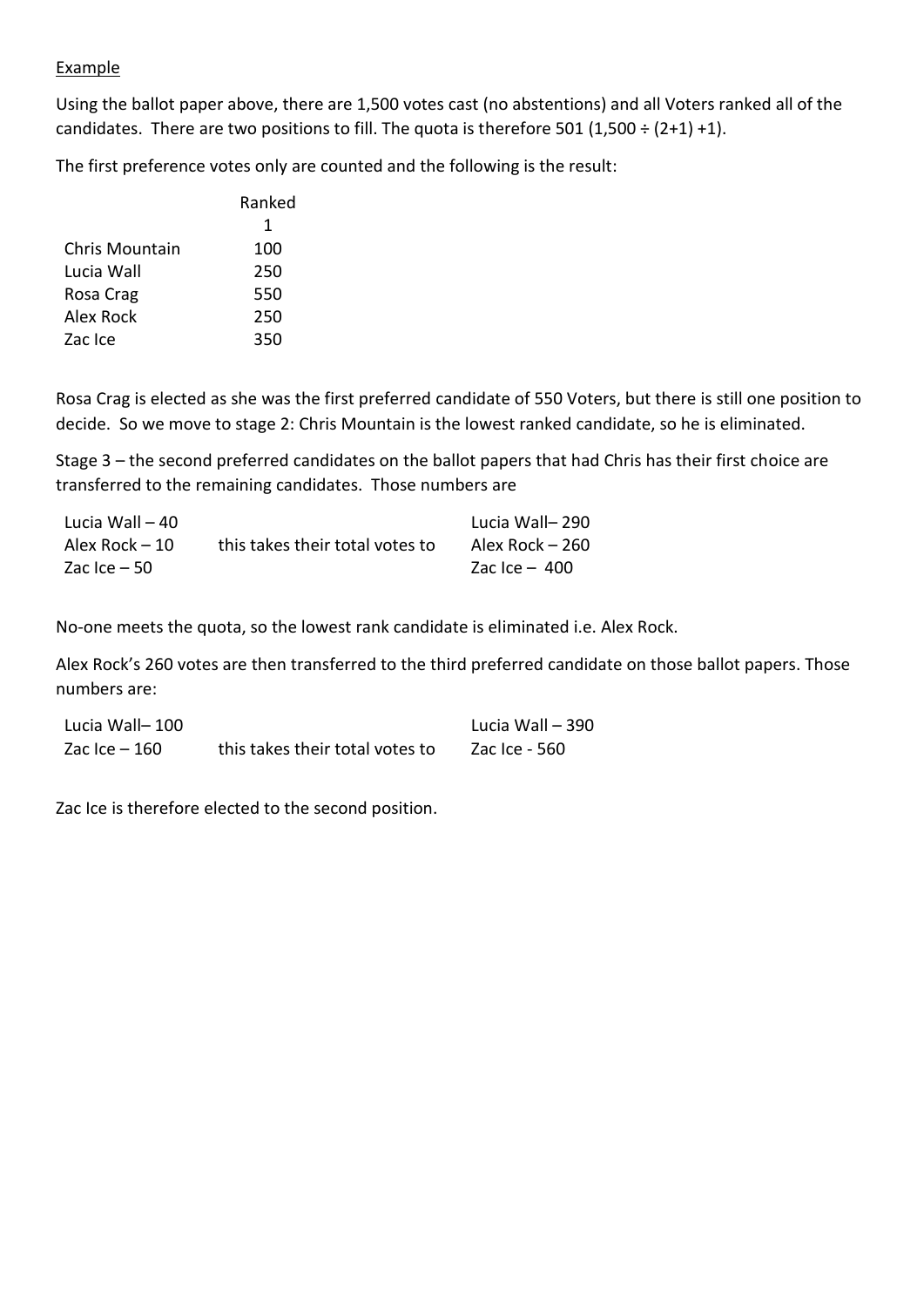Example

Using the ballot paper above, there are 1,500 votes cast (no abstentions) and all Voters ranked all of the candidates. There are two positions to fill. The quota is therefore 501 (1,500 ÷ (2+1) +1).

The first preference votes only are counted and the following is the result:

| | Ranked 1 |
|---|---|
| Chris Mountain | 100 |
| Lucia Wall | 250 |
| Rosa Crag | 550 |
| Alex Rock | 250 |
| Zac Ice | 350 |

Rosa Crag is elected as she was the first preferred candidate of 550 Voters, but there is still one position to decide. So we move to stage 2: Chris Mountain is the lowest ranked candidate, so he is eliminated.

Stage 3 – the second preferred candidates on the ballot papers that had Chris has their first choice are transferred to the remaining candidates. Those numbers are

| | | |
|---|---|---|
| Lucia Wall – 40 | | Lucia Wall– 290 |
| Alex Rock – 10 | this takes their total votes to | Alex Rock – 260 |
| Zac Ice – 50 | | Zac Ice – 400 |

No-one meets the quota, so the lowest rank candidate is eliminated i.e. Alex Rock.

Alex Rock's 260 votes are then transferred to the third preferred candidate on those ballot papers. Those numbers are:

| | | |
|---|---|---|
| Lucia Wall– 100 | | Lucia Wall – 390 |
| Zac Ice – 160 | this takes their total votes to | Zac Ice - 560 |

Zac Ice is therefore elected to the second position.